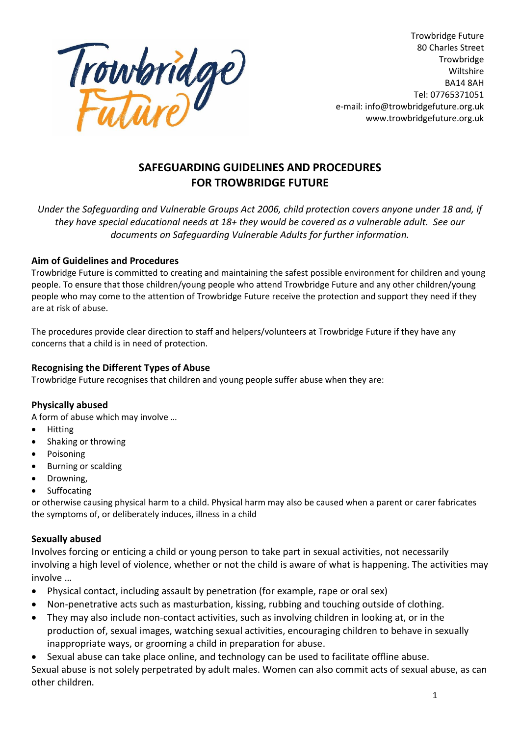Trowbridge Future
80 Charles Street
Trowbridge
Wiltshire
BA14 8AH
Tel: 07765371051
e-mail: info@trowbridgefuture.org.uk
www.trowbridgefuture.org.uk

# SAFEGUARDING GUIDELINES AND PROCEDURES FOR TROWBRIDGE FUTURE

*Under the Safeguarding and Vulnerable Groups Act 2006, child protection covers anyone under 18 and, if they have special educational needs at 18+ they would be covered as a vulnerable adult. See our documents on Safeguarding Vulnerable Adults for further information.*

### Aim of Guidelines and Procedures

Trowbridge Future is committed to creating and maintaining the safest possible environment for children and young people. To ensure that those children/young people who attend Trowbridge Future and any other children/young people who may come to the attention of Trowbridge Future receive the protection and support they need if they are at risk of abuse.

The procedures provide clear direction to staff and helpers/volunteers at Trowbridge Future if they have any concerns that a child is in need of protection.

### Recognising the Different Types of Abuse

Trowbridge Future recognises that children and young people suffer abuse when they are:

### Physically abused

A form of abuse which may involve …

- Hitting
- Shaking or throwing
- Poisoning
- Burning or scalding
- Drowning,
- Suffocating

or otherwise causing physical harm to a child. Physical harm may also be caused when a parent or carer fabricates the symptoms of, or deliberately induces, illness in a child

### Sexually abused

Involves forcing or enticing a child or young person to take part in sexual activities, not necessarily involving a high level of violence, whether or not the child is aware of what is happening. The activities may involve …

- Physical contact, including assault by penetration (for example, rape or oral sex)
- Non-penetrative acts such as masturbation, kissing, rubbing and touching outside of clothing.
- They may also include non-contact activities, such as involving children in looking at, or in the production of, sexual images, watching sexual activities, encouraging children to behave in sexually inappropriate ways, or grooming a child in preparation for abuse.
- Sexual abuse can take place online, and technology can be used to facilitate offline abuse.

Sexual abuse is not solely perpetrated by adult males. Women can also commit acts of sexual abuse, as can other children.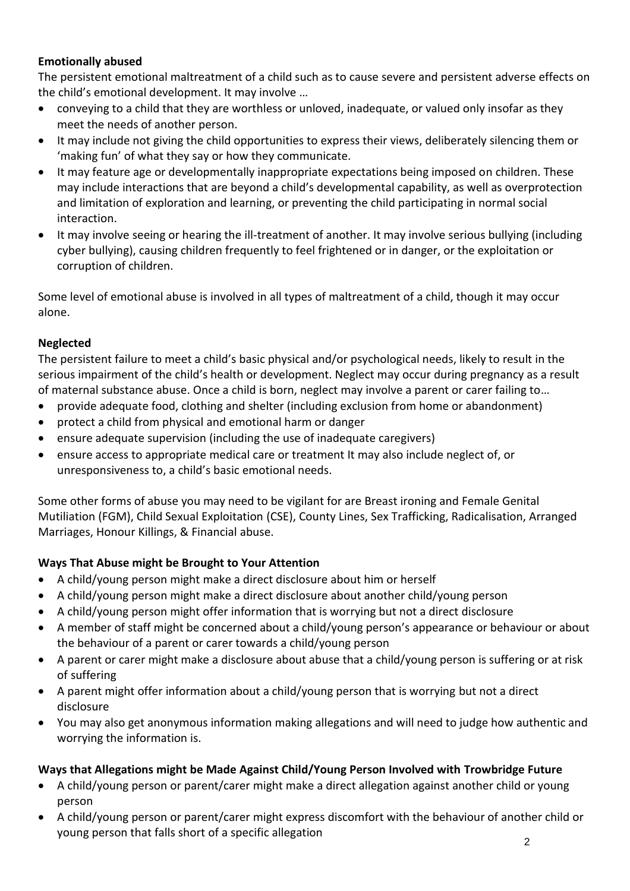**Emotionally abused**

The persistent emotional maltreatment of a child such as to cause severe and persistent adverse effects on the child's emotional development. It may involve …

- conveying to a child that they are worthless or unloved, inadequate, or valued only insofar as they meet the needs of another person.
- It may include not giving the child opportunities to express their views, deliberately silencing them or 'making fun' of what they say or how they communicate.
- It may feature age or developmentally inappropriate expectations being imposed on children. These may include interactions that are beyond a child's developmental capability, as well as overprotection and limitation of exploration and learning, or preventing the child participating in normal social interaction.
- It may involve seeing or hearing the ill-treatment of another. It may involve serious bullying (including cyber bullying), causing children frequently to feel frightened or in danger, or the exploitation or corruption of children.

Some level of emotional abuse is involved in all types of maltreatment of a child, though it may occur alone.

**Neglected**

The persistent failure to meet a child's basic physical and/or psychological needs, likely to result in the serious impairment of the child's health or development. Neglect may occur during pregnancy as a result of maternal substance abuse. Once a child is born, neglect may involve a parent or carer failing to…

- provide adequate food, clothing and shelter (including exclusion from home or abandonment)
- protect a child from physical and emotional harm or danger
- ensure adequate supervision (including the use of inadequate caregivers)
- ensure access to appropriate medical care or treatment It may also include neglect of, or unresponsiveness to, a child's basic emotional needs.

Some other forms of abuse you may need to be vigilant for are Breast ironing and Female Genital Mutiliation (FGM), Child Sexual Exploitation (CSE), County Lines, Sex Trafficking, Radicalisation, Arranged Marriages, Honour Killings, & Financial abuse.

**Ways That Abuse might be Brought to Your Attention**

- A child/young person might make a direct disclosure about him or herself
- A child/young person might make a direct disclosure about another child/young person
- A child/young person might offer information that is worrying but not a direct disclosure
- A member of staff might be concerned about a child/young person's appearance or behaviour or about the behaviour of a parent or carer towards a child/young person
- A parent or carer might make a disclosure about abuse that a child/young person is suffering or at risk of suffering
- A parent might offer information about a child/young person that is worrying but not a direct disclosure
- You may also get anonymous information making allegations and will need to judge how authentic and worrying the information is.

**Ways that Allegations might be Made Against Child/Young Person Involved with Trowbridge Future**

- A child/young person or parent/carer might make a direct allegation against another child or young person
- A child/young person or parent/carer might express discomfort with the behaviour of another child or young person that falls short of a specific allegation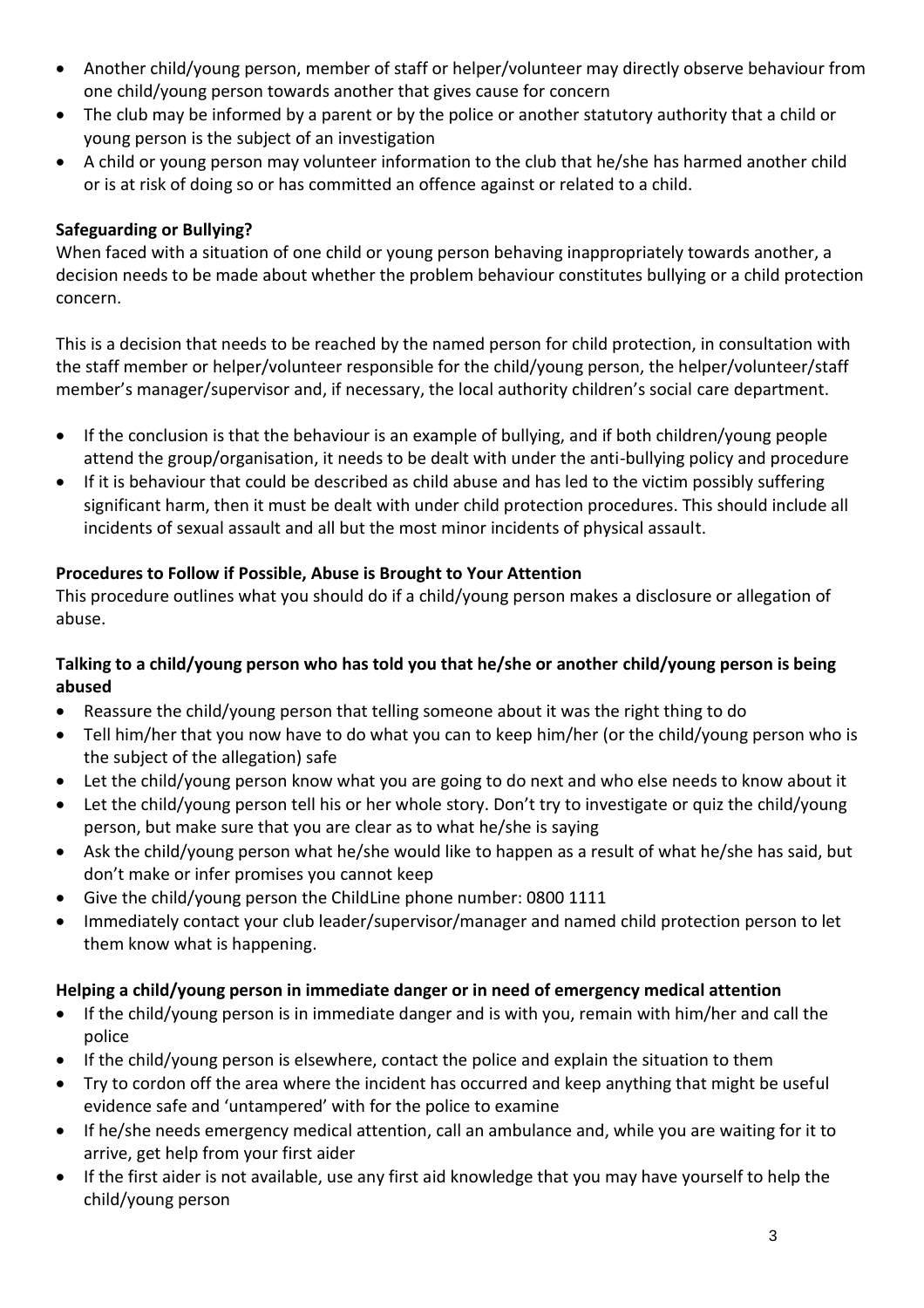- Another child/young person, member of staff or helper/volunteer may directly observe behaviour from one child/young person towards another that gives cause for concern
- The club may be informed by a parent or by the police or another statutory authority that a child or young person is the subject of an investigation
- A child or young person may volunteer information to the club that he/she has harmed another child or is at risk of doing so or has committed an offence against or related to a child.

**Safeguarding or Bullying?**

When faced with a situation of one child or young person behaving inappropriately towards another, a decision needs to be made about whether the problem behaviour constitutes bullying or a child protection concern.

This is a decision that needs to be reached by the named person for child protection, in consultation with the staff member or helper/volunteer responsible for the child/young person, the helper/volunteer/staff member's manager/supervisor and, if necessary, the local authority children's social care department.

- If the conclusion is that the behaviour is an example of bullying, and if both children/young people attend the group/organisation, it needs to be dealt with under the anti-bullying policy and procedure
- If it is behaviour that could be described as child abuse and has led to the victim possibly suffering significant harm, then it must be dealt with under child protection procedures. This should include all incidents of sexual assault and all but the most minor incidents of physical assault.

**Procedures to Follow if Possible, Abuse is Brought to Your Attention**

This procedure outlines what you should do if a child/young person makes a disclosure or allegation of abuse.

**Talking to a child/young person who has told you that he/she or another child/young person is being abused**

- Reassure the child/young person that telling someone about it was the right thing to do
- Tell him/her that you now have to do what you can to keep him/her (or the child/young person who is the subject of the allegation) safe
- Let the child/young person know what you are going to do next and who else needs to know about it
- Let the child/young person tell his or her whole story. Don't try to investigate or quiz the child/young person, but make sure that you are clear as to what he/she is saying
- Ask the child/young person what he/she would like to happen as a result of what he/she has said, but don't make or infer promises you cannot keep
- Give the child/young person the ChildLine phone number: 0800 1111
- Immediately contact your club leader/supervisor/manager and named child protection person to let them know what is happening.

**Helping a child/young person in immediate danger or in need of emergency medical attention**

- If the child/young person is in immediate danger and is with you, remain with him/her and call the police
- If the child/young person is elsewhere, contact the police and explain the situation to them
- Try to cordon off the area where the incident has occurred and keep anything that might be useful evidence safe and 'untampered' with for the police to examine
- If he/she needs emergency medical attention, call an ambulance and, while you are waiting for it to arrive, get help from your first aider
- If the first aider is not available, use any first aid knowledge that you may have yourself to help the child/young person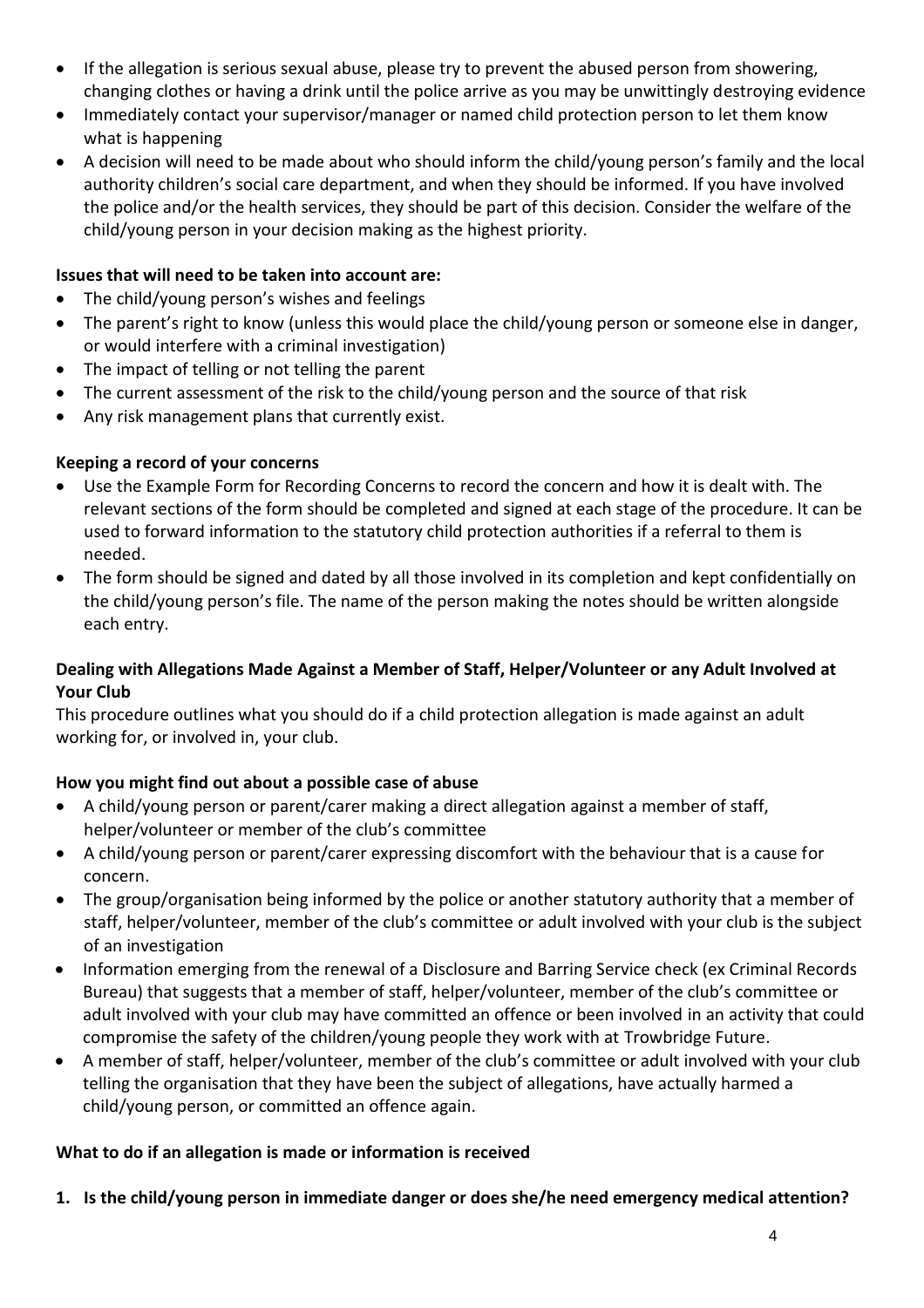- If the allegation is serious sexual abuse, please try to prevent the abused person from showering, changing clothes or having a drink until the police arrive as you may be unwittingly destroying evidence
- Immediately contact your supervisor/manager or named child protection person to let them know what is happening
- A decision will need to be made about who should inform the child/young person's family and the local authority children's social care department, and when they should be informed. If you have involved the police and/or the health services, they should be part of this decision. Consider the welfare of the child/young person in your decision making as the highest priority.

**Issues that will need to be taken into account are:**

- The child/young person's wishes and feelings
- The parent's right to know (unless this would place the child/young person or someone else in danger, or would interfere with a criminal investigation)
- The impact of telling or not telling the parent
- The current assessment of the risk to the child/young person and the source of that risk
- Any risk management plans that currently exist.

**Keeping a record of your concerns**

- Use the Example Form for Recording Concerns to record the concern and how it is dealt with. The relevant sections of the form should be completed and signed at each stage of the procedure. It can be used to forward information to the statutory child protection authorities if a referral to them is needed.
- The form should be signed and dated by all those involved in its completion and kept confidentially on the child/young person's file. The name of the person making the notes should be written alongside each entry.

**Dealing with Allegations Made Against a Member of Staff, Helper/Volunteer or any Adult Involved at Your Club**

This procedure outlines what you should do if a child protection allegation is made against an adult working for, or involved in, your club.

**How you might find out about a possible case of abuse**

- A child/young person or parent/carer making a direct allegation against a member of staff, helper/volunteer or member of the club's committee
- A child/young person or parent/carer expressing discomfort with the behaviour that is a cause for concern.
- The group/organisation being informed by the police or another statutory authority that a member of staff, helper/volunteer, member of the club's committee or adult involved with your club is the subject of an investigation
- Information emerging from the renewal of a Disclosure and Barring Service check (ex Criminal Records Bureau) that suggests that a member of staff, helper/volunteer, member of the club's committee or adult involved with your club may have committed an offence or been involved in an activity that could compromise the safety of the children/young people they work with at Trowbridge Future.
- A member of staff, helper/volunteer, member of the club's committee or adult involved with your club telling the organisation that they have been the subject of allegations, have actually harmed a child/young person, or committed an offence again.

**What to do if an allegation is made or information is received**

1. **Is the child/young person in immediate danger or does she/he need emergency medical attention?**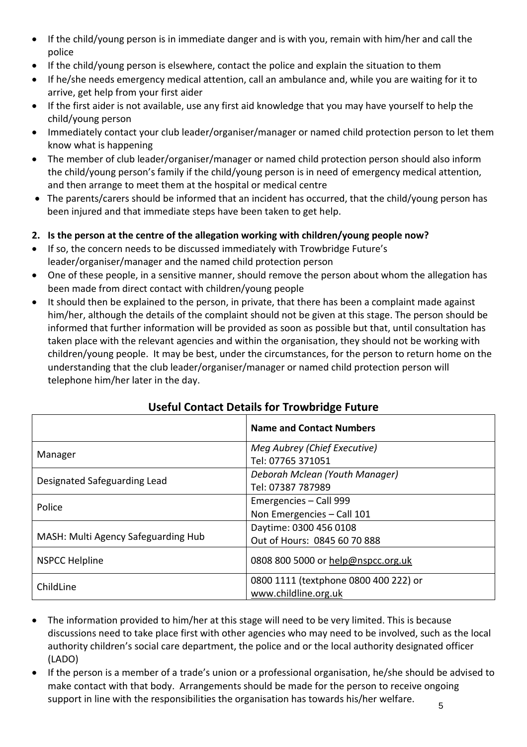- If the child/young person is in immediate danger and is with you, remain with him/her and call the police
- If the child/young person is elsewhere, contact the police and explain the situation to them
- If he/she needs emergency medical attention, call an ambulance and, while you are waiting for it to arrive, get help from your first aider
- If the first aider is not available, use any first aid knowledge that you may have yourself to help the child/young person
- Immediately contact your club leader/organiser/manager or named child protection person to let them know what is happening
- The member of club leader/organiser/manager or named child protection person should also inform the child/young person's family if the child/young person is in need of emergency medical attention, and then arrange to meet them at the hospital or medical centre
- The parents/carers should be informed that an incident has occurred, that the child/young person has been injured and that immediate steps have been taken to get help.

**2. Is the person at the centre of the allegation working with children/young people now?**

- If so, the concern needs to be discussed immediately with Trowbridge Future's leader/organiser/manager and the named child protection person
- One of these people, in a sensitive manner, should remove the person about whom the allegation has been made from direct contact with children/young people
- It should then be explained to the person, in private, that there has been a complaint made against him/her, although the details of the complaint should not be given at this stage. The person should be informed that further information will be provided as soon as possible but that, until consultation has taken place with the relevant agencies and within the organisation, they should not be working with children/young people. It may be best, under the circumstances, for the person to return home on the understanding that the club leader/organiser/manager or named child protection person will telephone him/her later in the day.

## Useful Contact Details for Trowbridge Future

| | **Name and Contact Numbers** |
|---|---|
| Manager | *Meg Aubrey (Chief Executive)*<br>Tel: 07765 371051 |
| Designated Safeguarding Lead | *Deborah Mclean (Youth Manager)*<br>Tel: 07387 787989 |
| Police | Emergencies – Call 999<br>Non Emergencies – Call 101 |
| MASH: Multi Agency Safeguarding Hub | Daytime: 0300 456 0108<br>Out of Hours: 0845 60 70 888 |
| NSPCC Helpline | 0808 800 5000 or help@nspcc.org.uk |
| ChildLine | 0800 1111 (textphone 0800 400 222) or www.childline.org.uk |

- The information provided to him/her at this stage will need to be very limited. This is because discussions need to take place first with other agencies who may need to be involved, such as the local authority children's social care department, the police and or the local authority designated officer (LADO)
- If the person is a member of a trade's union or a professional organisation, he/she should be advised to make contact with that body. Arrangements should be made for the person to receive ongoing support in line with the responsibilities the organisation has towards his/her welfare.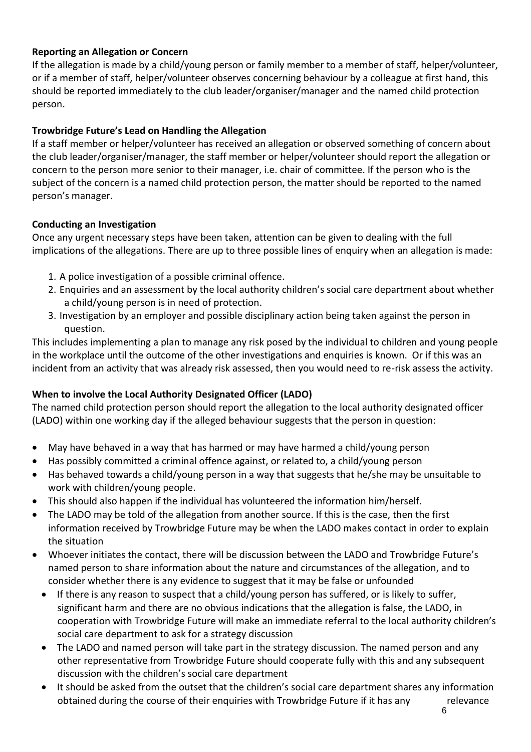**Reporting an Allegation or Concern**

If the allegation is made by a child/young person or family member to a member of staff, helper/volunteer, or if a member of staff, helper/volunteer observes concerning behaviour by a colleague at first hand, this should be reported immediately to the club leader/organiser/manager and the named child protection person.

**Trowbridge Future's Lead on Handling the Allegation**

If a staff member or helper/volunteer has received an allegation or observed something of concern about the club leader/organiser/manager, the staff member or helper/volunteer should report the allegation or concern to the person more senior to their manager, i.e. chair of committee. If the person who is the subject of the concern is a named child protection person, the matter should be reported to the named person's manager.

**Conducting an Investigation**

Once any urgent necessary steps have been taken, attention can be given to dealing with the full implications of the allegations. There are up to three possible lines of enquiry when an allegation is made:

1. A police investigation of a possible criminal offence.
2. Enquiries and an assessment by the local authority children's social care department about whether a child/young person is in need of protection.
3. Investigation by an employer and possible disciplinary action being taken against the person in question.

This includes implementing a plan to manage any risk posed by the individual to children and young people in the workplace until the outcome of the other investigations and enquiries is known. Or if this was an incident from an activity that was already risk assessed, then you would need to re-risk assess the activity.

**When to involve the Local Authority Designated Officer (LADO)**

The named child protection person should report the allegation to the local authority designated officer (LADO) within one working day if the alleged behaviour suggests that the person in question:

- May have behaved in a way that has harmed or may have harmed a child/young person
- Has possibly committed a criminal offence against, or related to, a child/young person
- Has behaved towards a child/young person in a way that suggests that he/she may be unsuitable to work with children/young people.
- This should also happen if the individual has volunteered the information him/herself.
- The LADO may be told of the allegation from another source. If this is the case, then the first information received by Trowbridge Future may be when the LADO makes contact in order to explain the situation
- Whoever initiates the contact, there will be discussion between the LADO and Trowbridge Future's named person to share information about the nature and circumstances of the allegation, and to consider whether there is any evidence to suggest that it may be false or unfounded
  - If there is any reason to suspect that a child/young person has suffered, or is likely to suffer, significant harm and there are no obvious indications that the allegation is false, the LADO, in cooperation with Trowbridge Future will make an immediate referral to the local authority children's social care department to ask for a strategy discussion
  - The LADO and named person will take part in the strategy discussion. The named person and any other representative from Trowbridge Future should cooperate fully with this and any subsequent discussion with the children's social care department
  - It should be asked from the outset that the children's social care department shares any information obtained during the course of their enquiries with Trowbridge Future if it has any relevance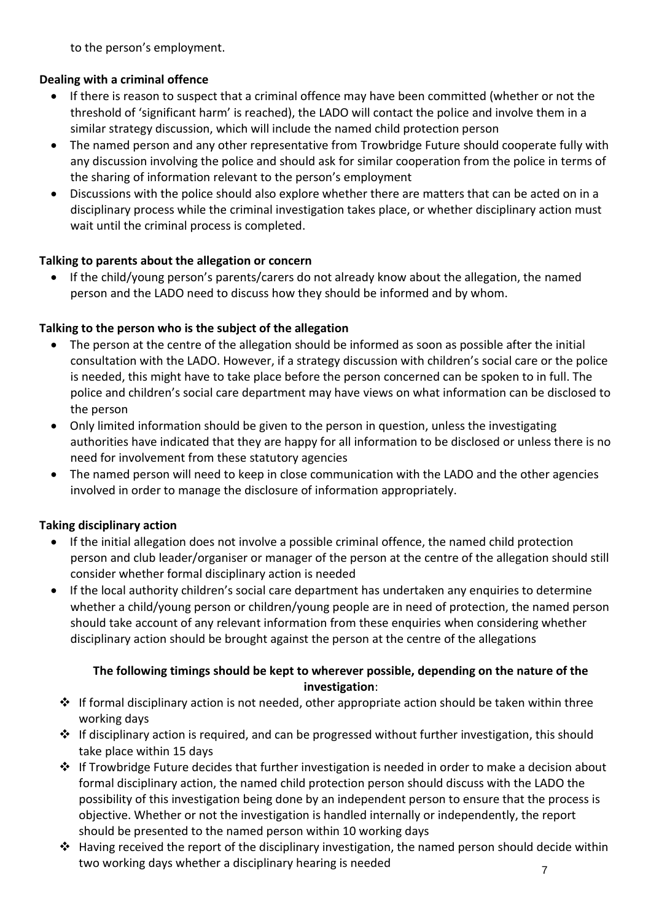to the person's employment.

**Dealing with a criminal offence**

- If there is reason to suspect that a criminal offence may have been committed (whether or not the threshold of 'significant harm' is reached), the LADO will contact the police and involve them in a similar strategy discussion, which will include the named child protection person
- The named person and any other representative from Trowbridge Future should cooperate fully with any discussion involving the police and should ask for similar cooperation from the police in terms of the sharing of information relevant to the person's employment
- Discussions with the police should also explore whether there are matters that can be acted on in a disciplinary process while the criminal investigation takes place, or whether disciplinary action must wait until the criminal process is completed.

**Talking to parents about the allegation or concern**

- If the child/young person's parents/carers do not already know about the allegation, the named person and the LADO need to discuss how they should be informed and by whom.

**Talking to the person who is the subject of the allegation**

- The person at the centre of the allegation should be informed as soon as possible after the initial consultation with the LADO. However, if a strategy discussion with children's social care or the police is needed, this might have to take place before the person concerned can be spoken to in full. The police and children's social care department may have views on what information can be disclosed to the person
- Only limited information should be given to the person in question, unless the investigating authorities have indicated that they are happy for all information to be disclosed or unless there is no need for involvement from these statutory agencies
- The named person will need to keep in close communication with the LADO and the other agencies involved in order to manage the disclosure of information appropriately.

**Taking disciplinary action**

- If the initial allegation does not involve a possible criminal offence, the named child protection person and club leader/organiser or manager of the person at the centre of the allegation should still consider whether formal disciplinary action is needed
- If the local authority children's social care department has undertaken any enquiries to determine whether a child/young person or children/young people are in need of protection, the named person should take account of any relevant information from these enquiries when considering whether disciplinary action should be brought against the person at the centre of the allegations

**The following timings should be kept to wherever possible, depending on the nature of the investigation**:

- If formal disciplinary action is not needed, other appropriate action should be taken within three working days
- If disciplinary action is required, and can be progressed without further investigation, this should take place within 15 days
- If Trowbridge Future decides that further investigation is needed in order to make a decision about formal disciplinary action, the named child protection person should discuss with the LADO the possibility of this investigation being done by an independent person to ensure that the process is objective. Whether or not the investigation is handled internally or independently, the report should be presented to the named person within 10 working days
- Having received the report of the disciplinary investigation, the named person should decide within two working days whether a disciplinary hearing is needed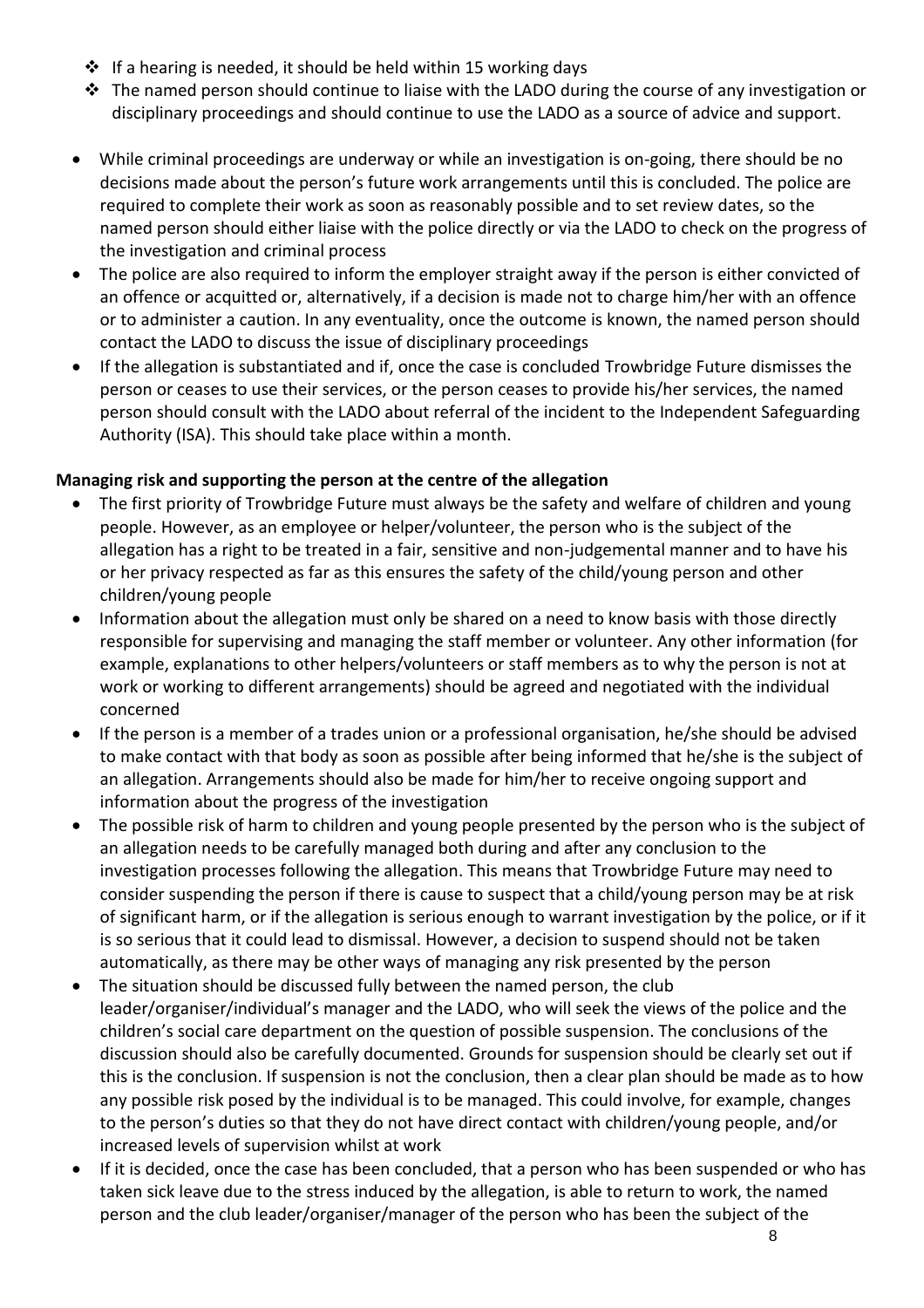- If a hearing is needed, it should be held within 15 working days
- The named person should continue to liaise with the LADO during the course of any investigation or disciplinary proceedings and should continue to use the LADO as a source of advice and support.

- While criminal proceedings are underway or while an investigation is on-going, there should be no decisions made about the person's future work arrangements until this is concluded. The police are required to complete their work as soon as reasonably possible and to set review dates, so the named person should either liaise with the police directly or via the LADO to check on the progress of the investigation and criminal process
- The police are also required to inform the employer straight away if the person is either convicted of an offence or acquitted or, alternatively, if a decision is made not to charge him/her with an offence or to administer a caution. In any eventuality, once the outcome is known, the named person should contact the LADO to discuss the issue of disciplinary proceedings
- If the allegation is substantiated and if, once the case is concluded Trowbridge Future dismisses the person or ceases to use their services, or the person ceases to provide his/her services, the named person should consult with the LADO about referral of the incident to the Independent Safeguarding Authority (ISA). This should take place within a month.

**Managing risk and supporting the person at the centre of the allegation**

- The first priority of Trowbridge Future must always be the safety and welfare of children and young people. However, as an employee or helper/volunteer, the person who is the subject of the allegation has a right to be treated in a fair, sensitive and non-judgemental manner and to have his or her privacy respected as far as this ensures the safety of the child/young person and other children/young people
- Information about the allegation must only be shared on a need to know basis with those directly responsible for supervising and managing the staff member or volunteer. Any other information (for example, explanations to other helpers/volunteers or staff members as to why the person is not at work or working to different arrangements) should be agreed and negotiated with the individual concerned
- If the person is a member of a trades union or a professional organisation, he/she should be advised to make contact with that body as soon as possible after being informed that he/she is the subject of an allegation. Arrangements should also be made for him/her to receive ongoing support and information about the progress of the investigation
- The possible risk of harm to children and young people presented by the person who is the subject of an allegation needs to be carefully managed both during and after any conclusion to the investigation processes following the allegation. This means that Trowbridge Future may need to consider suspending the person if there is cause to suspect that a child/young person may be at risk of significant harm, or if the allegation is serious enough to warrant investigation by the police, or if it is so serious that it could lead to dismissal. However, a decision to suspend should not be taken automatically, as there may be other ways of managing any risk presented by the person
- The situation should be discussed fully between the named person, the club leader/organiser/individual's manager and the LADO, who will seek the views of the police and the children's social care department on the question of possible suspension. The conclusions of the discussion should also be carefully documented. Grounds for suspension should be clearly set out if this is the conclusion. If suspension is not the conclusion, then a clear plan should be made as to how any possible risk posed by the individual is to be managed. This could involve, for example, changes to the person's duties so that they do not have direct contact with children/young people, and/or increased levels of supervision whilst at work
- If it is decided, once the case has been concluded, that a person who has been suspended or who has taken sick leave due to the stress induced by the allegation, is able to return to work, the named person and the club leader/organiser/manager of the person who has been the subject of the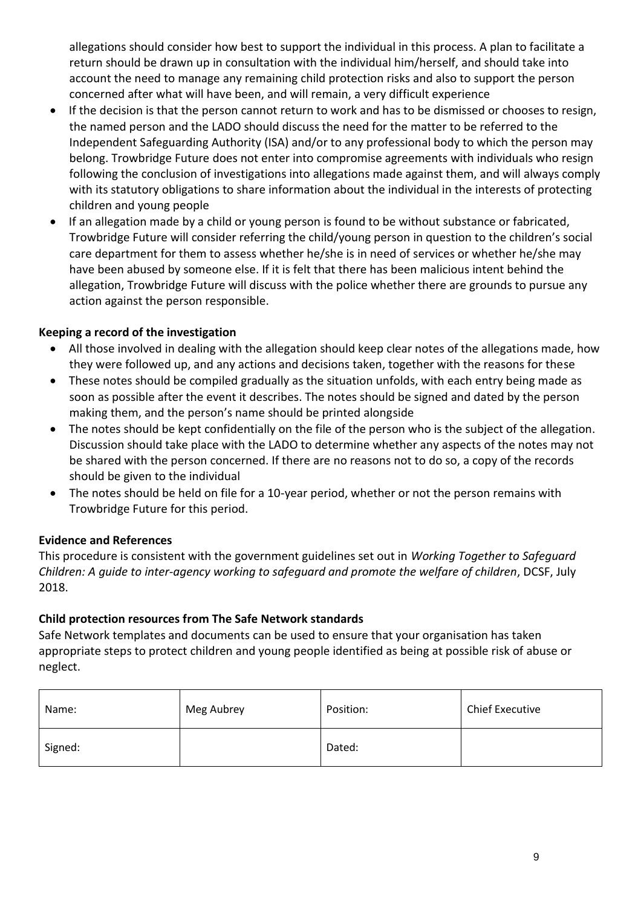allegations should consider how best to support the individual in this process. A plan to facilitate a return should be drawn up in consultation with the individual him/herself, and should take into account the need to manage any remaining child protection risks and also to support the person concerned after what will have been, and will remain, a very difficult experience

- If the decision is that the person cannot return to work and has to be dismissed or chooses to resign, the named person and the LADO should discuss the need for the matter to be referred to the Independent Safeguarding Authority (ISA) and/or to any professional body to which the person may belong. Trowbridge Future does not enter into compromise agreements with individuals who resign following the conclusion of investigations into allegations made against them, and will always comply with its statutory obligations to share information about the individual in the interests of protecting children and young people
- If an allegation made by a child or young person is found to be without substance or fabricated, Trowbridge Future will consider referring the child/young person in question to the children's social care department for them to assess whether he/she is in need of services or whether he/she may have been abused by someone else. If it is felt that there has been malicious intent behind the allegation, Trowbridge Future will discuss with the police whether there are grounds to pursue any action against the person responsible.

**Keeping a record of the investigation**

- All those involved in dealing with the allegation should keep clear notes of the allegations made, how they were followed up, and any actions and decisions taken, together with the reasons for these
- These notes should be compiled gradually as the situation unfolds, with each entry being made as soon as possible after the event it describes. The notes should be signed and dated by the person making them, and the person's name should be printed alongside
- The notes should be kept confidentially on the file of the person who is the subject of the allegation. Discussion should take place with the LADO to determine whether any aspects of the notes may not be shared with the person concerned. If there are no reasons not to do so, a copy of the records should be given to the individual
- The notes should be held on file for a 10-year period, whether or not the person remains with Trowbridge Future for this period.

**Evidence and References**

This procedure is consistent with the government guidelines set out in *Working Together to Safeguard Children: A guide to inter-agency working to safeguard and promote the welfare of children*, DCSF, July 2018.

**Child protection resources from The Safe Network standards**

Safe Network templates and documents can be used to ensure that your organisation has taken appropriate steps to protect children and young people identified as being at possible risk of abuse or neglect.

| | | | |
|---|---|---|---|
| Name: | Meg Aubrey | Position: | Chief Executive |
| Signed: | | Dated: | |